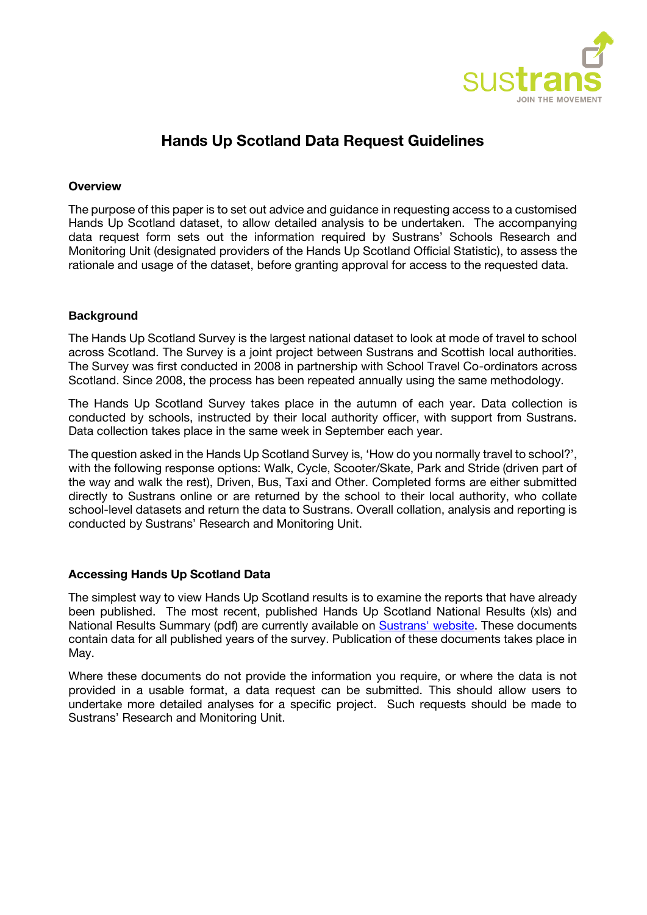# Hands Up Scotland Data Request Guidelines

### Overview

The purpose of this paper is to set out advice and guidance in requesting access to a customised Hands Up Scotland dataset, to allow detailed analysis to be undertaken. The accompanying data request form sets out the information required by Sustrans' Schools Research and Monitoring Unit (designated providers of the Hands Up Scotland Official Statistic), to assess the rationale and usage of the dataset, before granting approval for access to the requested data.

### Background

The Hands Up Scotland Survey is the largest national dataset to look at mode of travel to school across Scotland. The Survey is a joint project between Sustrans and Scottish local authorities. The Survey was first conducted in 2008 in partnership with School Travel Co-ordinators across Scotland. Since 2008, the process has been repeated annually using the same methodology.

The Hands Up Scotland Survey takes place in the autumn of each year. Data collection is conducted by schools, instructed by their local authority officer, with support from Sustrans. Data collection takes place in the same week in September each year.

The question asked in the Hands Up Scotland Survey is, 'How do you normally travel to school?', with the following response options: Walk, Cycle, Scooter/Skate, Park and Stride (driven part of the way and walk the rest), Driven, Bus, Taxi and Other. Completed forms are either submitted directly to Sustrans online or are returned by the school to their local authority, who collate school-level datasets and return the data to Sustrans. Overall collation, analysis and reporting is conducted by Sustrans' Research and Monitoring Unit.

### Accessing Hands Up Scotland Data

The simplest way to view Hands Up Scotland results is to examine the reports that have already been published. The most recent, published Hands Up Scotland National Results (xls) and National Results Summary (pdf) are currently available on Sustrans' website. These documents contain data for all published years of the survey. Publication of these documents takes place in May.

Where these documents do not provide the information you require, or where the data is not provided in a usable format, a data request can be submitted. This should allow users to undertake more detailed analyses for a specific project. Such requests should be made to Sustrans' Research and Monitoring Unit.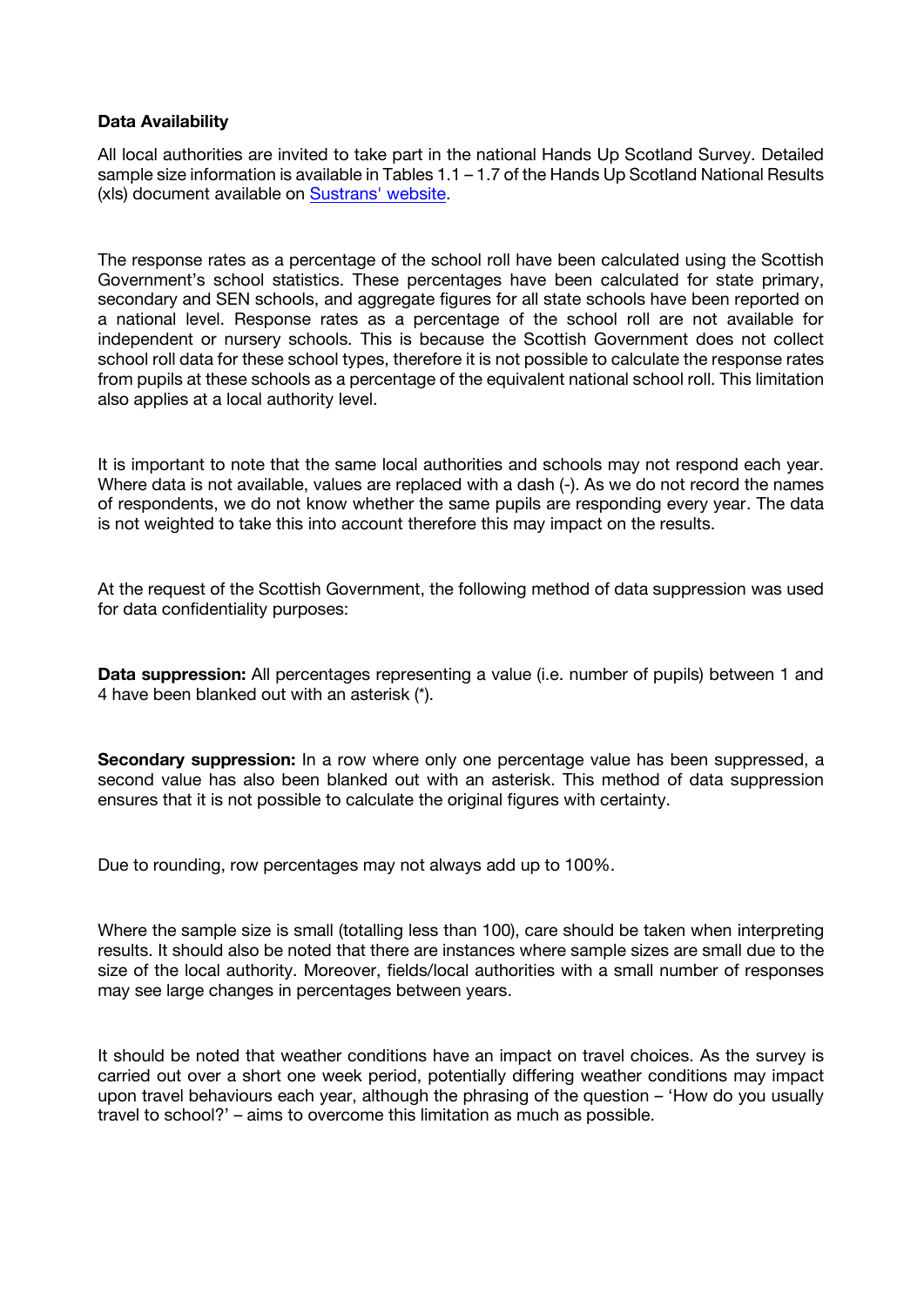**Data Availability**

All local authorities are invited to take part in the national Hands Up Scotland Survey. Detailed sample size information is available in Tables 1.1 – 1.7 of the Hands Up Scotland National Results (xls) document available on Sustrans' website.

The response rates as a percentage of the school roll have been calculated using the Scottish Government's school statistics. These percentages have been calculated for state primary, secondary and SEN schools, and aggregate figures for all state schools have been reported on a national level. Response rates as a percentage of the school roll are not available for independent or nursery schools. This is because the Scottish Government does not collect school roll data for these school types, therefore it is not possible to calculate the response rates from pupils at these schools as a percentage of the equivalent national school roll. This limitation also applies at a local authority level.

It is important to note that the same local authorities and schools may not respond each year. Where data is not available, values are replaced with a dash (-). As we do not record the names of respondents, we do not know whether the same pupils are responding every year. The data is not weighted to take this into account therefore this may impact on the results.

At the request of the Scottish Government, the following method of data suppression was used for data confidentiality purposes:

**Data suppression:** All percentages representing a value (i.e. number of pupils) between 1 and 4 have been blanked out with an asterisk (*).

**Secondary suppression:** In a row where only one percentage value has been suppressed, a second value has also been blanked out with an asterisk. This method of data suppression ensures that it is not possible to calculate the original figures with certainty.

Due to rounding, row percentages may not always add up to 100%.

Where the sample size is small (totalling less than 100), care should be taken when interpreting results. It should also be noted that there are instances where sample sizes are small due to the size of the local authority. Moreover, fields/local authorities with a small number of responses may see large changes in percentages between years.

It should be noted that weather conditions have an impact on travel choices. As the survey is carried out over a short one week period, potentially differing weather conditions may impact upon travel behaviours each year, although the phrasing of the question – 'How do you usually travel to school?' – aims to overcome this limitation as much as possible.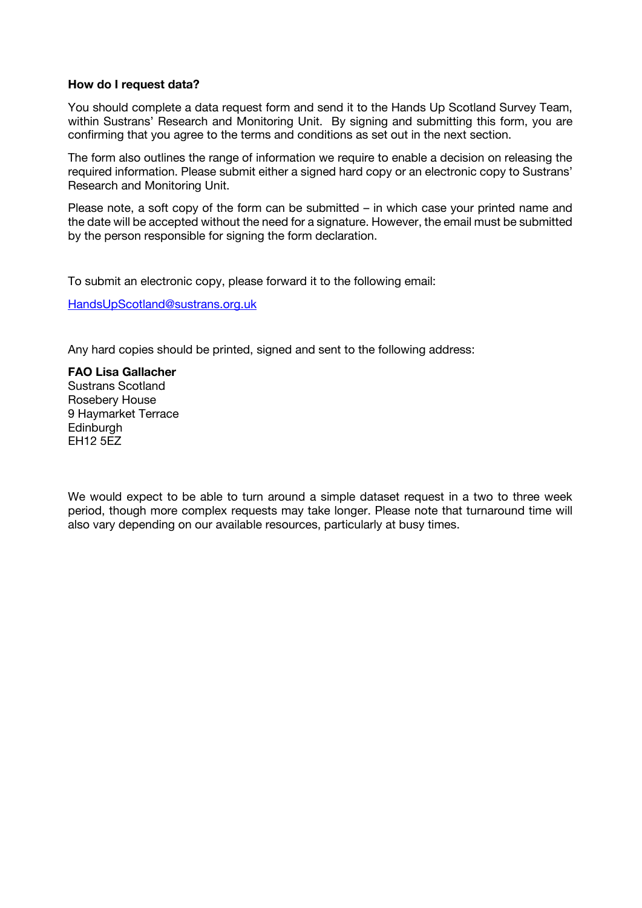**How do I request data?**

You should complete a data request form and send it to the Hands Up Scotland Survey Team, within Sustrans' Research and Monitoring Unit. By signing and submitting this form, you are confirming that you agree to the terms and conditions as set out in the next section.

The form also outlines the range of information we require to enable a decision on releasing the required information. Please submit either a signed hard copy or an electronic copy to Sustrans' Research and Monitoring Unit.

Please note, a soft copy of the form can be submitted – in which case your printed name and the date will be accepted without the need for a signature. However, the email must be submitted by the person responsible for signing the form declaration.

To submit an electronic copy, please forward it to the following email:

HandsUpScotland@sustrans.org.uk

Any hard copies should be printed, signed and sent to the following address:

**FAO Lisa Gallacher**
Sustrans Scotland
Rosebery House
9 Haymarket Terrace
Edinburgh
EH12 5EZ

We would expect to be able to turn around a simple dataset request in a two to three week period, though more complex requests may take longer. Please note that turnaround time will also vary depending on our available resources, particularly at busy times.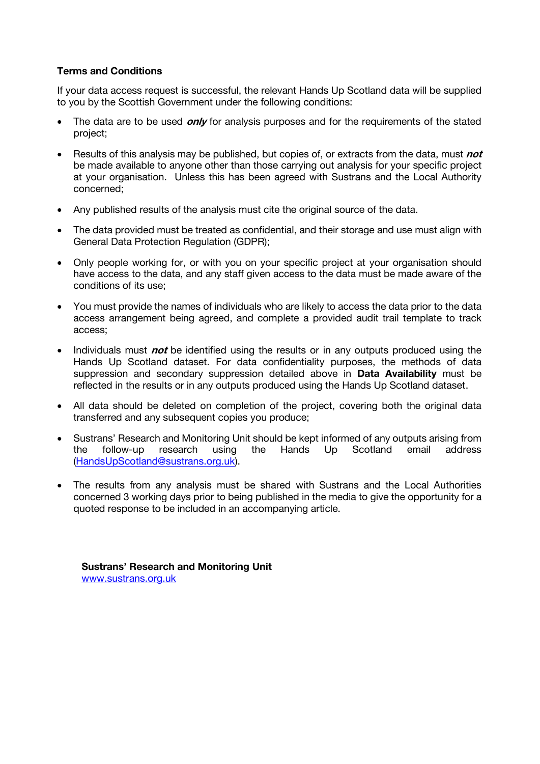**Terms and Conditions**

If your data access request is successful, the relevant Hands Up Scotland data will be supplied to you by the Scottish Government under the following conditions:

- The data are to be used ***only*** for analysis purposes and for the requirements of the stated project;
- Results of this analysis may be published, but copies of, or extracts from the data, must ***not*** be made available to anyone other than those carrying out analysis for your specific project at your organisation. Unless this has been agreed with Sustrans and the Local Authority concerned;
- Any published results of the analysis must cite the original source of the data.
- The data provided must be treated as confidential, and their storage and use must align with General Data Protection Regulation (GDPR);
- Only people working for, or with you on your specific project at your organisation should have access to the data, and any staff given access to the data must be made aware of the conditions of its use;
- You must provide the names of individuals who are likely to access the data prior to the data access arrangement being agreed, and complete a provided audit trail template to track access;
- Individuals must ***not*** be identified using the results or in any outputs produced using the Hands Up Scotland dataset. For data confidentiality purposes, the methods of data suppression and secondary suppression detailed above in **Data Availability** must be reflected in the results or in any outputs produced using the Hands Up Scotland dataset.
- All data should be deleted on completion of the project, covering both the original data transferred and any subsequent copies you produce;
- Sustrans' Research and Monitoring Unit should be kept informed of any outputs arising from the follow-up research using the Hands Up Scotland email address (HandsUpScotland@sustrans.org.uk).
- The results from any analysis must be shared with Sustrans and the Local Authorities concerned 3 working days prior to being published in the media to give the opportunity for a quoted response to be included in an accompanying article.

**Sustrans' Research and Monitoring Unit**
www.sustrans.org.uk